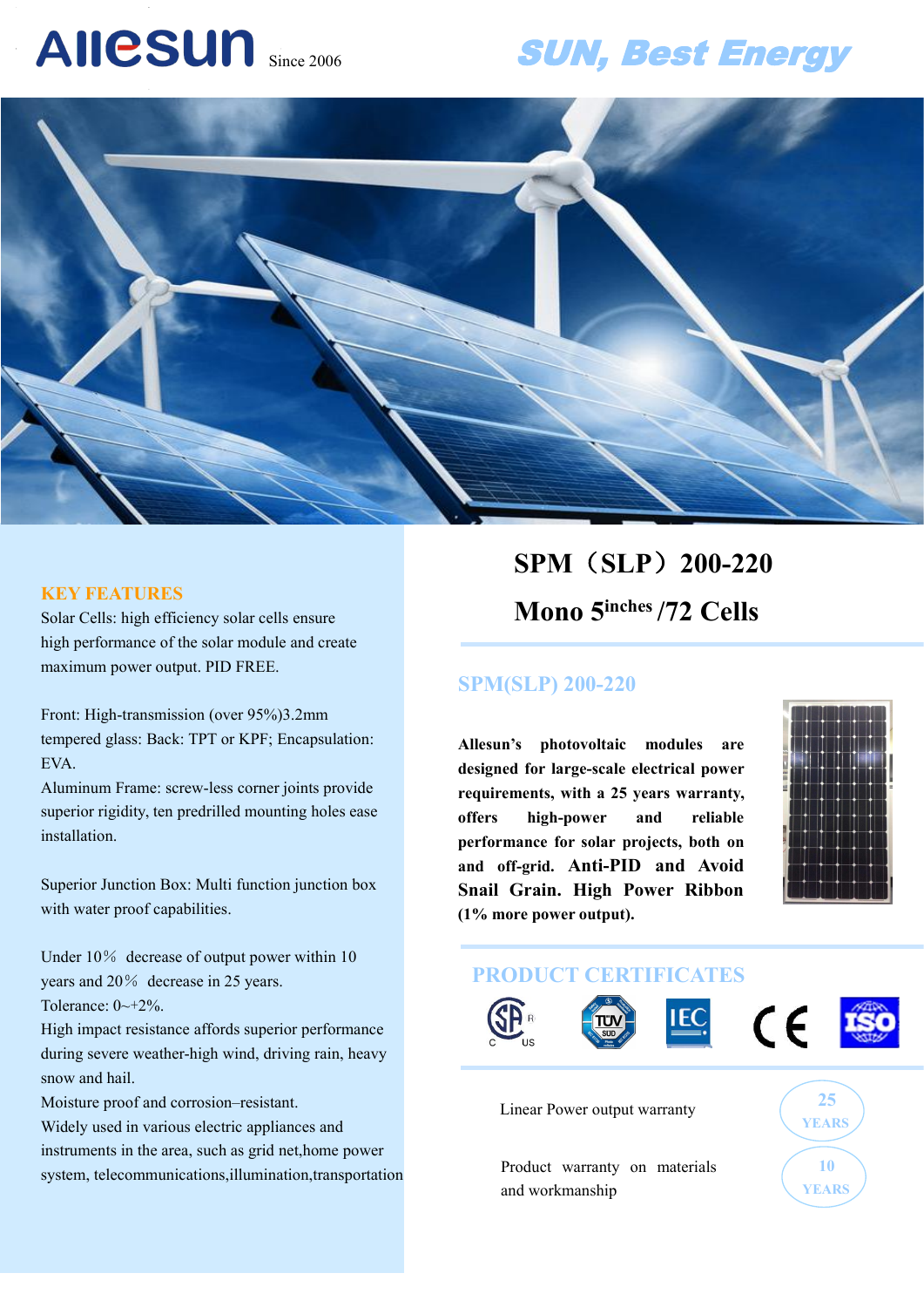# Allesun Since 2006

**SUN, Best Energy**

# SPM（SLP）200-220

## Mono 5inches /72 Cells

### SPM(SLP) 200-220

**Allesun's photovoltaic modules are designed for large-scale electrical power requirements, with a 25 years warranty, offers high-power and reliable performance for solar projects, both on and off-grid. Anti-PID and Avoid Snail Grain. High Power Ribbon (1% more power output).**

### KEY FEATURES

Solar Cells: high efficiency solar cells ensure high performance of the solar module and create maximum power output. PID FREE.

Front: High-transmission (over 95%)3.2mm tempered glass: Back: TPT or KPF; Encapsulation: EVA.

Aluminum Frame: screw-less corner joints provide superior rigidity, ten predrilled mounting holes ease installation.

Superior Junction Box: Multi function junction box with water proof capabilities.

Under 10％ decrease of output power within 10 years and 20％ decrease in 25 years.

Tolerance: 0~+2%.

High impact resistance affords superior performance during severe weather-high wind, driving rain, heavy snow and hail.

Moisture proof and corrosion–resistant.

Widely used in various electric appliances and instruments in the area, such as grid net,home power system, telecommunications,illumination,transportation

### PRODUCT CERTIFICATES

CSA C US, TÜV SÜD, IEC, CE, ISO

Linear Power output warranty — 25 YEARS

Product warranty on materials and workmanship — 10 YEARS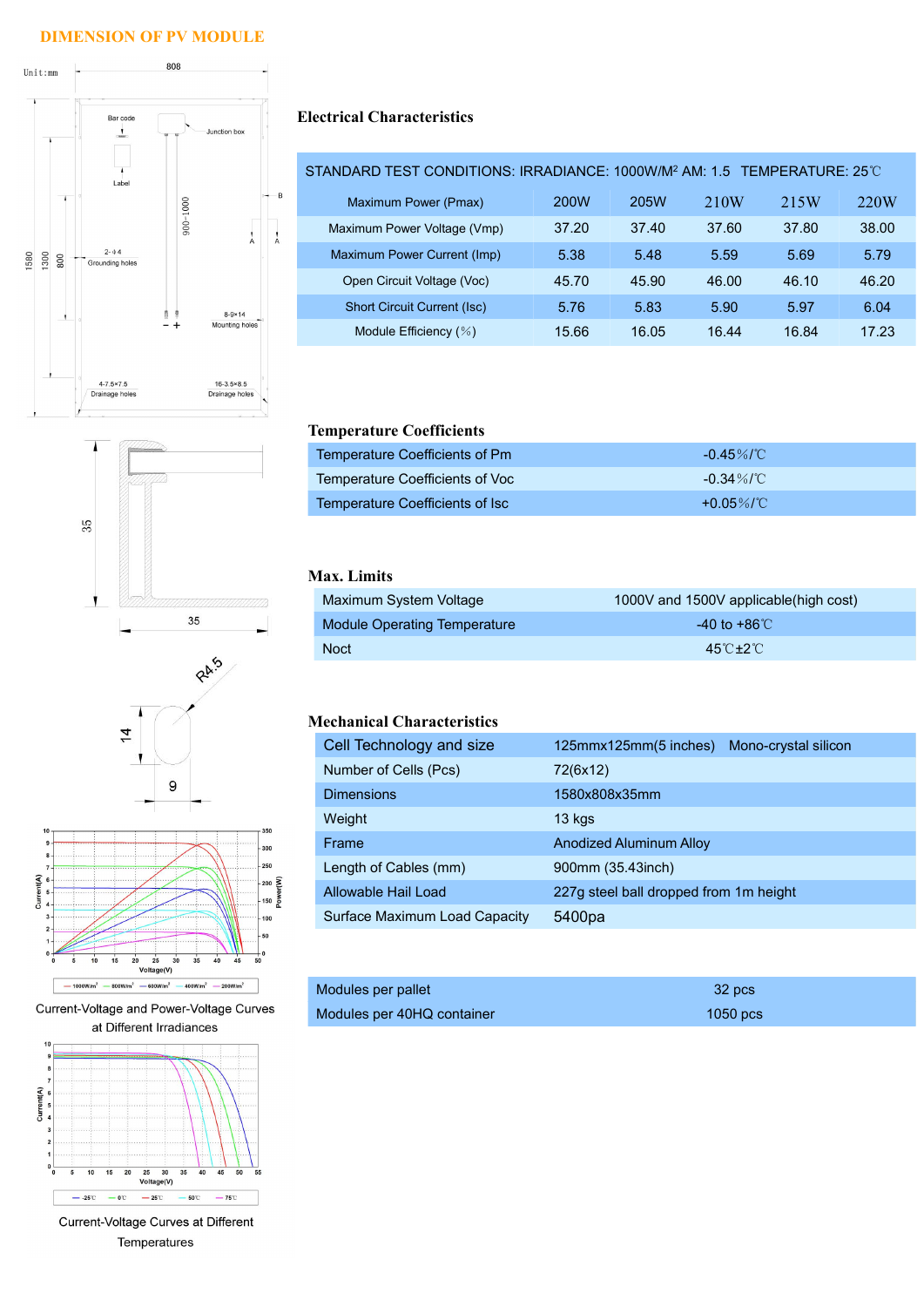## DIMENSION OF PV MODULE

Unit:mm

808

1580 1300 800

Bar code

Label

Junction box

900~1000

B

A A

2-φ4
Grounding holes

8-9×14
Mounting holes

4-7.5×7.5
Drainage holes

16-3.5×8.5
Drainage holes

35

35

R4.5

14

9

Current(A)

Power(W)

Voltage(V)

1000W/m² 800W/m² 600W/m² 400W/m² 200W/m²

Current-Voltage and Power-Voltage Curves at Different Irradiances

Current(A)

Voltage(V)

-25℃ 0℃ 25℃ 50℃ 75℃

Current-Voltage Curves at Different Temperatures

### Electrical Characteristics

| STANDARD TEST CONDITIONS: IRRADIANCE: 1000W/M² AM: 1.5 TEMPERATURE: 25℃ | | | | | |
|---|---|---|---|---|---|
| Maximum Power (Pmax) | 200W | 205W | 210W | 215W | 220W |
| Maximum Power Voltage (Vmp) | 37.20 | 37.40 | 37.60 | 37.80 | 38.00 |
| Maximum Power Current (Imp) | 5.38 | 5.48 | 5.59 | 5.69 | 5.79 |
| Open Circuit Voltage (Voc) | 45.70 | 45.90 | 46.00 | 46.10 | 46.20 |
| Short Circuit Current (Isc) | 5.76 | 5.83 | 5.90 | 5.97 | 6.04 |
| Module Efficiency (%) | 15.66 | 16.05 | 16.44 | 16.84 | 17.23 |

### Temperature Coefficients

| | |
|---|---|
| Temperature Coefficients of Pm | -0.45%/℃ |
| Temperature Coefficients of Voc | -0.34%/℃ |
| Temperature Coefficients of Isc | +0.05%/℃ |

### Max. Limits

| | |
|---|---|
| Maximum System Voltage | 1000V and 1500V applicable(high cost) |
| Module Operating Temperature | -40 to +86℃ |
| Noct | 45℃±2℃ |

### Mechanical Characteristics

| | |
|---|---|
| Cell Technology and size | 125mmx125mm(5 inches) Mono-crystal silicon |
| Number of Cells (Pcs) | 72(6x12) |
| Dimensions | 1580x808x35mm |
| Weight | 13 kgs |
| Frame | Anodized Aluminum Alloy |
| Length of Cables (mm) | 900mm (35.43inch) |
| Allowable Hail Load | 227g steel ball dropped from 1m height |
| Surface Maximum Load Capacity | 5400pa |

| | |
|---|---|
| Modules per pallet | 32 pcs |
| Modules per 40HQ container | 1050 pcs |